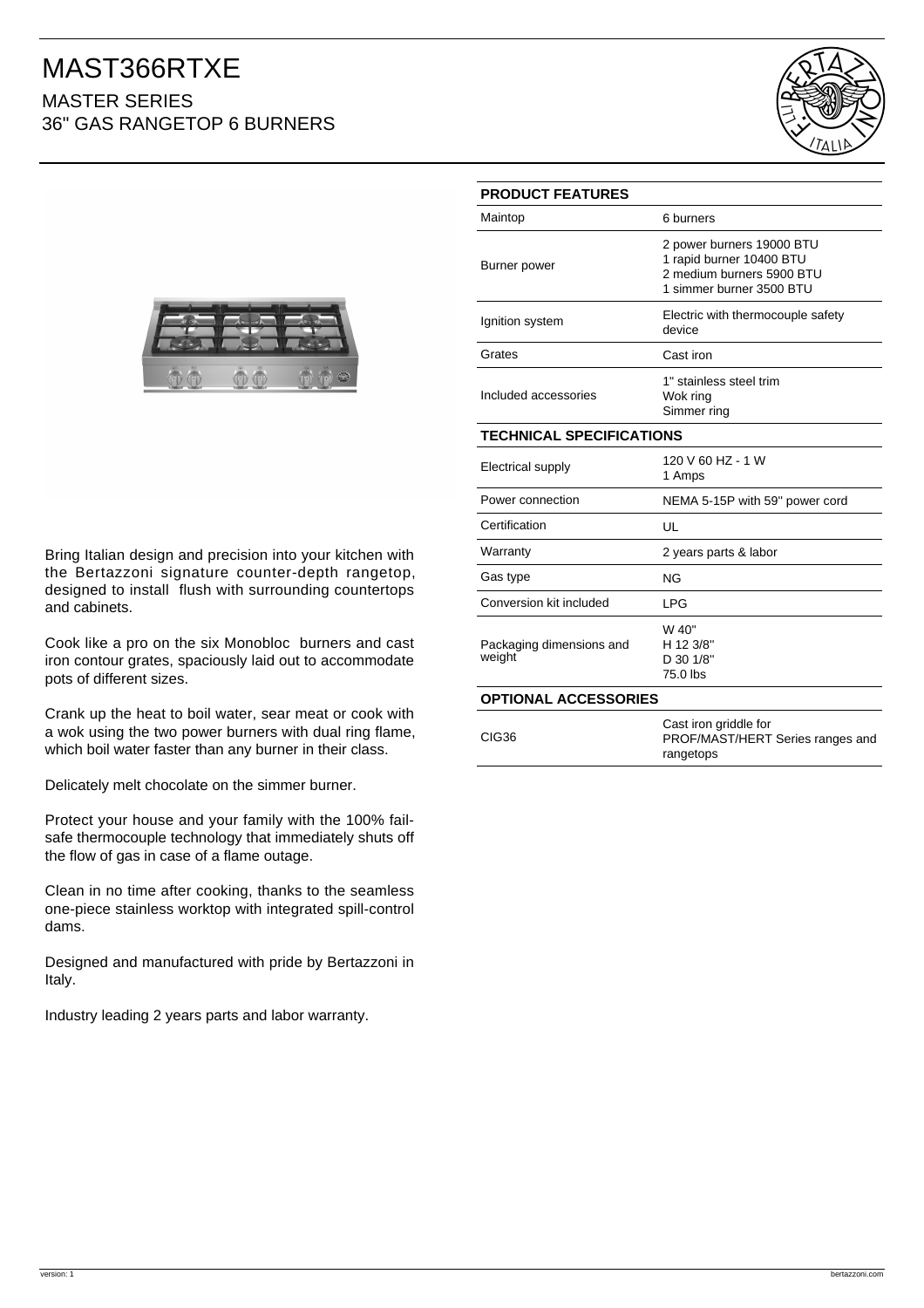# MAST366RTXE

## MASTER SERIES
## 36" GAS RANGETOP 6 BURNERS

Bring Italian design and precision into your kitchen with the Bertazzoni signature counter-depth rangetop, designed to install flush with surrounding countertops and cabinets.

Cook like a pro on the six Monobloc burners and cast iron contour grates, spaciously laid out to accommodate pots of different sizes.

Crank up the heat to boil water, sear meat or cook with a wok using the two power burners with dual ring flame, which boil water faster than any burner in their class.

Delicately melt chocolate on the simmer burner.

Protect your house and your family with the 100% fail-safe thermocouple technology that immediately shuts off the flow of gas in case of a flame outage.

Clean in no time after cooking, thanks to the seamless one-piece stainless worktop with integrated spill-control dams.

Designed and manufactured with pride by Bertazzoni in Italy.

Industry leading 2 years parts and labor warranty.

| PRODUCT FEATURES | |
|---|---|
| Maintop | 6 burners |
| Burner power | 2 power burners 19000 BTU<br>1 rapid burner 10400 BTU<br>2 medium burners 5900 BTU<br>1 simmer burner 3500 BTU |
| Ignition system | Electric with thermocouple safety device |
| Grates | Cast iron |
| Included accessories | 1" stainless steel trim<br>Wok ring<br>Simmer ring |
| **TECHNICAL SPECIFICATIONS** | |
| Electrical supply | 120 V 60 HZ - 1 W<br>1 Amps |
| Power connection | NEMA 5-15P with 59" power cord |
| Certification | UL |
| Warranty | 2 years parts & labor |
| Gas type | NG |
| Conversion kit included | LPG |
| Packaging dimensions and weight | W 40"<br>H 12 3/8"<br>D 30 1/8"<br>75.0 lbs |
| **OPTIONAL ACCESSORIES** | |
| CIG36 | Cast iron griddle for PROF/MAST/HERT Series ranges and rangetops |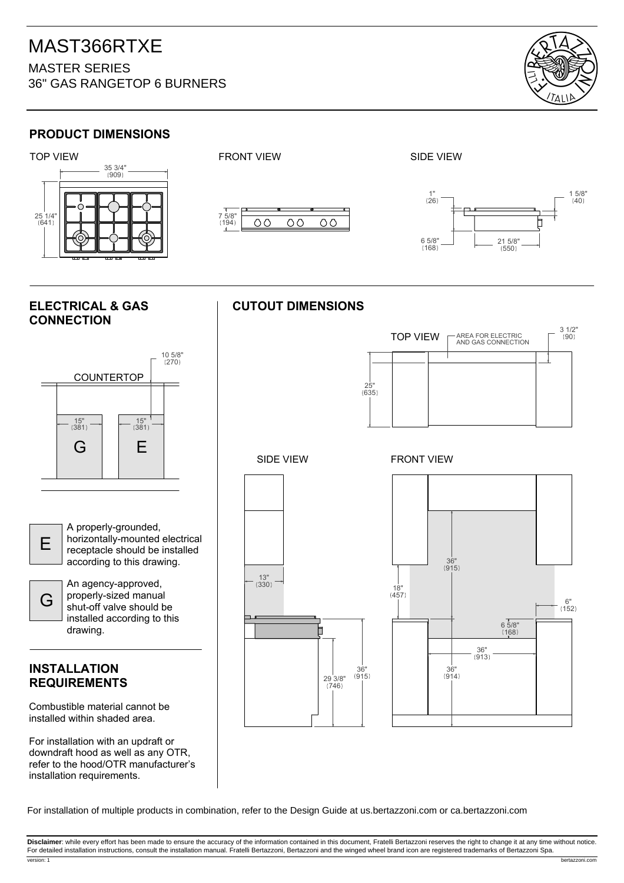# MAST366RTXE

MASTER SERIES
36" GAS RANGETOP 6 BURNERS

## PRODUCT DIMENSIONS

TOP VIEW

35 3/4" (909)

25 1/4" (641)

FRONT VIEW

7 5/8" (194)

SIDE VIEW

1" (26)

1 5/8" (40)

6 5/8" (168)

21 5/8" (550)

## ELECTRICAL & GAS CONNECTION

10 5/8" (270)

COUNTERTOP

15" (381)

15" (381)

G

E

**E** A properly-grounded, horizontally-mounted electrical receptacle should be installed according to this drawing.

**G** An agency-approved, properly-sized manual shut-off valve should be installed according to this drawing.

## INSTALLATION REQUIREMENTS

Combustible material cannot be installed within shaded area.

For installation with an updraft or downdraft hood as well as any OTR, refer to the hood/OTR manufacturer's installation requirements.

## CUTOUT DIMENSIONS

TOP VIEW

AREA FOR ELECTRIC AND GAS CONNECTION

3 1/2" (90)

25" (635)

SIDE VIEW

13" (330)

29 3/8" (746)

36" (915)

FRONT VIEW

36" (915)

18" (457)

6" (152)

6 5/8" (168)

36" (913)

36" (914)

For installation of multiple products in combination, refer to the Design Guide at us.bertazzoni.com or ca.bertazzoni.com

**Disclaimer**: while every effort has been made to ensure the accuracy of the information contained in this document, Fratelli Bertazzoni reserves the right to change it at any time without notice. For detailed installation instructions, consult the installation manual. Fratelli Bertazzoni, Bertazzoni and the winged wheel brand icon are registered trademarks of Bertazzoni Spa.

version: 1

bertazzoni.com